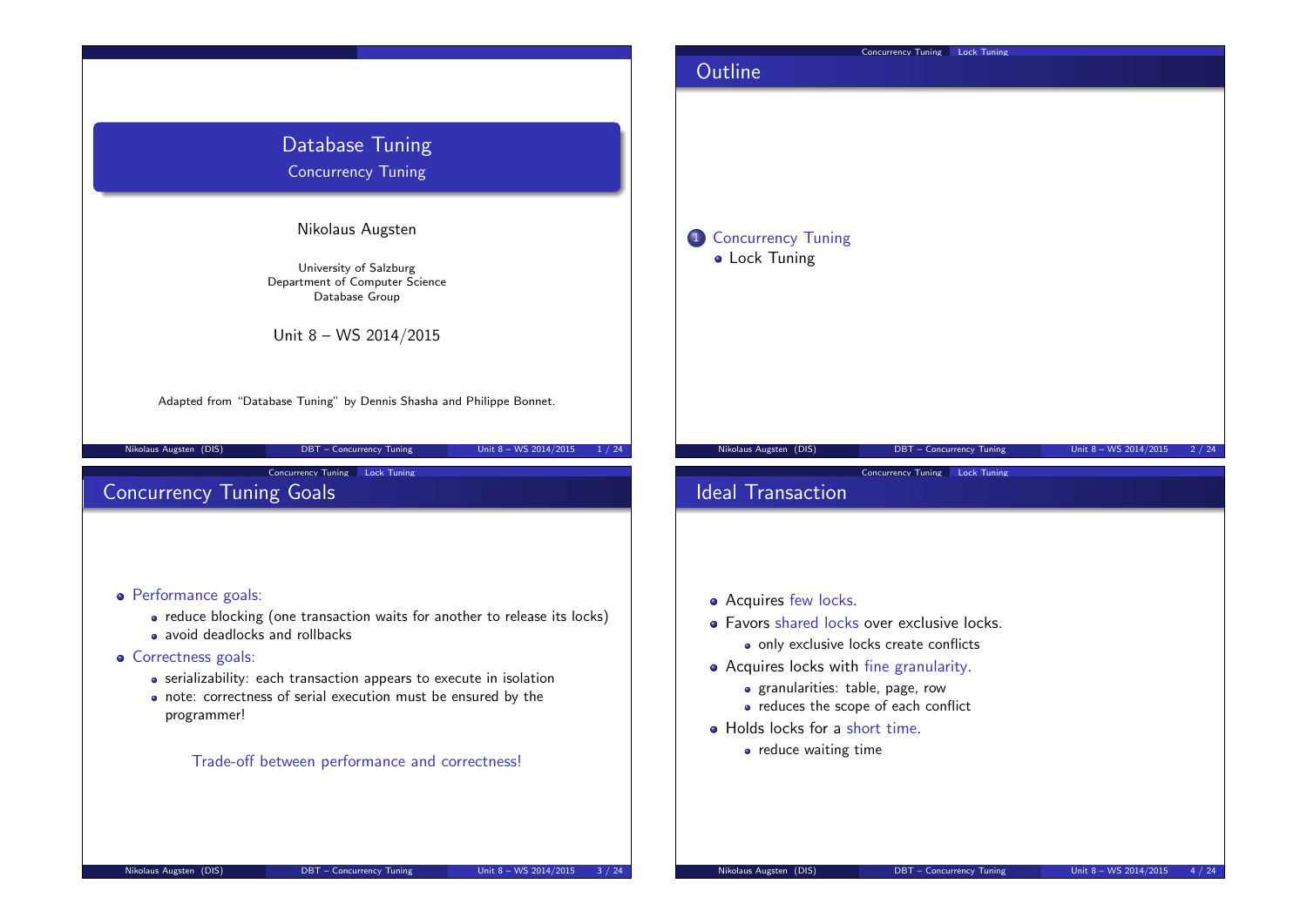# Database Tuning

## Concurrency Tuning

Nikolaus Augsten

University of Salzburg
Department of Computer Science
Database Group

Unit 8 – WS 2014/2015

Adapted from "Database Tuning" by Dennis Shasha and Philippe Bonnet.

## Outline

1. Concurrency Tuning
   - Lock Tuning

## Concurrency Tuning Goals

- Performance goals:
  - reduce blocking (one transaction waits for another to release its locks)
  - avoid deadlocks and rollbacks
- Correctness goals:
  - serializability: each transaction appears to execute in isolation
  - note: correctness of serial execution must be ensured by the programmer!

Trade-off between performance and correctness!

## Ideal Transaction

- Acquires few locks.
- Favors shared locks over exclusive locks.
  - only exclusive locks create conflicts
- Acquires locks with fine granularity.
  - granularities: table, page, row
  - reduces the scope of each conflict
- Holds locks for a short time.
  - reduce waiting time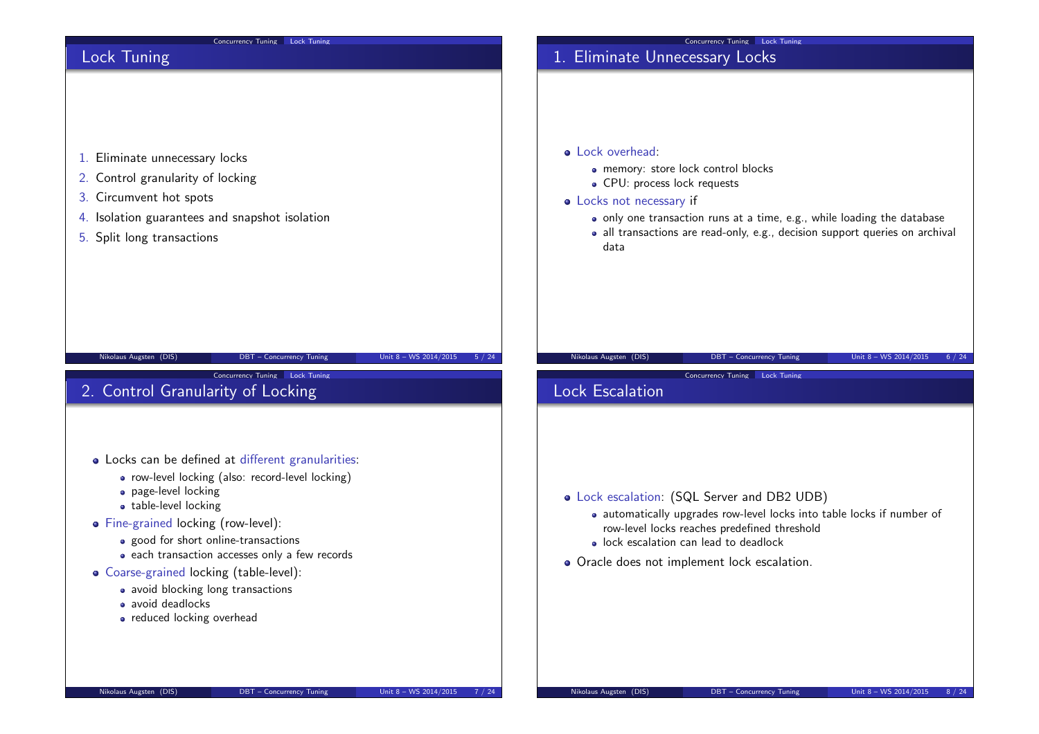## Lock Tuning

1. Eliminate unnecessary locks
2. Control granularity of locking
3. Circumvent hot spots
4. Isolation guarantees and snapshot isolation
5. Split long transactions

## 1. Eliminate Unnecessary Locks

- Lock overhead:
  - memory: store lock control blocks
  - CPU: process lock requests
- Locks not necessary if
  - only one transaction runs at a time, e.g., while loading the database
  - all transactions are read-only, e.g., decision support queries on archival data

## 2. Control Granularity of Locking

- Locks can be defined at different granularities:
  - row-level locking (also: record-level locking)
  - page-level locking
  - table-level locking
- Fine-grained locking (row-level):
  - good for short online-transactions
  - each transaction accesses only a few records
- Coarse-grained locking (table-level):
  - avoid blocking long transactions
  - avoid deadlocks
  - reduced locking overhead

## Lock Escalation

- Lock escalation: (SQL Server and DB2 UDB)
  - automatically upgrades row-level locks into table locks if number of row-level locks reaches predefined threshold
  - lock escalation can lead to deadlock
- Oracle does not implement lock escalation.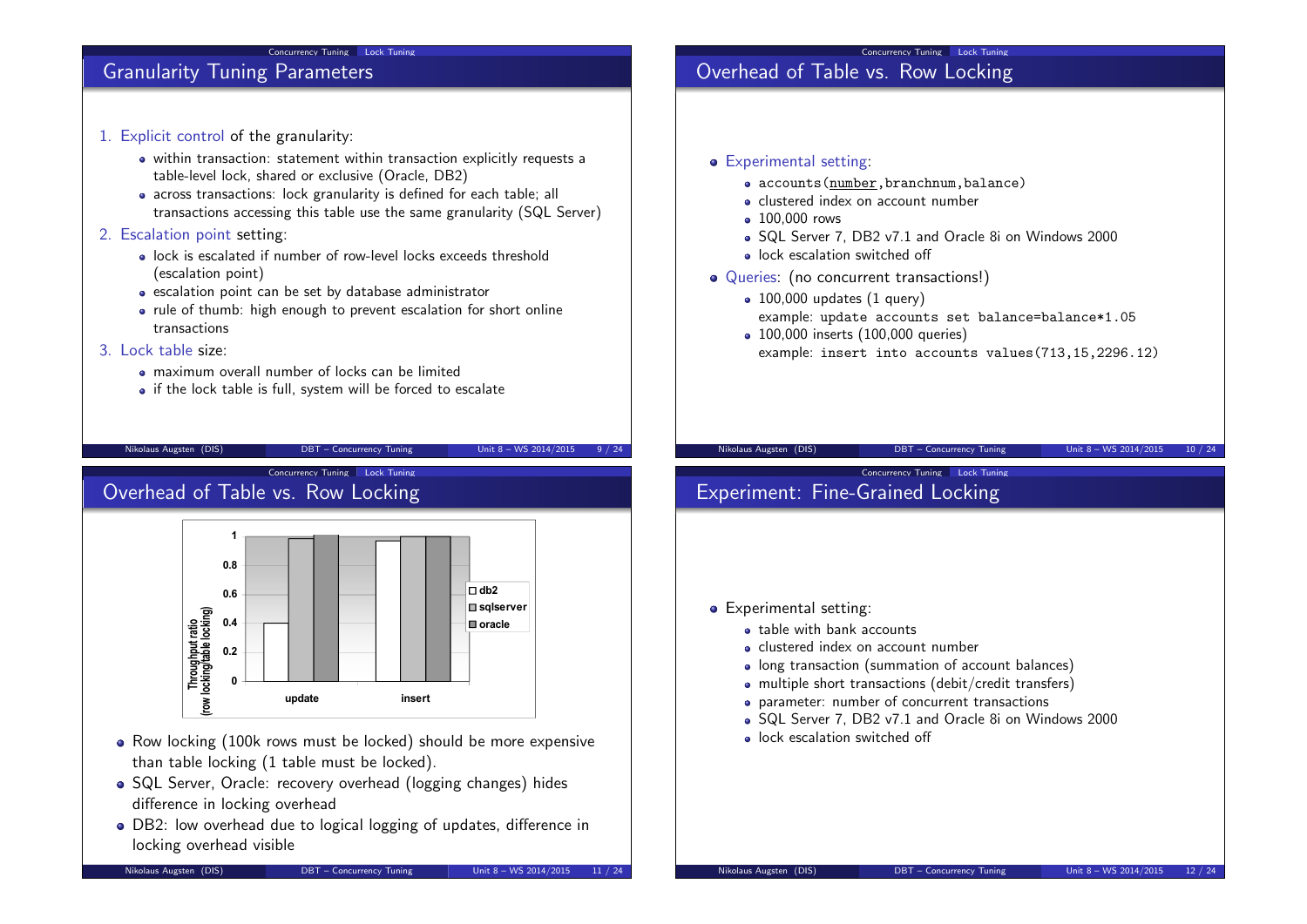## Granularity Tuning Parameters

1. Explicit control of the granularity:
   - within transaction: statement within transaction explicitly requests a table-level lock, shared or exclusive (Oracle, DB2)
   - across transactions: lock granularity is defined for each table; all transactions accessing this table use the same granularity (SQL Server)
2. Escalation point setting:
   - lock is escalated if number of row-level locks exceeds threshold (escalation point)
   - escalation point can be set by database administrator
   - rule of thumb: high enough to prevent escalation for short online transactions
3. Lock table size:
   - maximum overall number of locks can be limited
   - if the lock table is full, system will be forced to escalate

## Overhead of Table vs. Row Locking

- Experimental setting:
  - `accounts(number,branchnum,balance)`
  - clustered index on account number
  - 100,000 rows
  - SQL Server 7, DB2 v7.1 and Oracle 8i on Windows 2000
  - lock escalation switched off
- Queries: (no concurrent transactions!)
  - 100,000 updates (1 query)
    example: `update accounts set balance=balance*1.05`
  - 100,000 inserts (100,000 queries)
    example: `insert into accounts values(713,15,2296.12)`

## Overhead of Table vs. Row Locking

Throughput ratio (row locking/table locking):

| | db2 | sqlserver | oracle |
|---|---|---|---|
| update | 0.4 | ~0.98 | 1 |
| insert | ~0.96 | ~0.99 | ~0.99 |

- Row locking (100k rows must be locked) should be more expensive than table locking (1 table must be locked).
- SQL Server, Oracle: recovery overhead (logging changes) hides difference in locking overhead
- DB2: low overhead due to logical logging of updates, difference in locking overhead visible

## Experiment: Fine-Grained Locking

- Experimental setting:
  - table with bank accounts
  - clustered index on account number
  - long transaction (summation of account balances)
  - multiple short transactions (debit/credit transfers)
  - parameter: number of concurrent transactions
  - SQL Server 7, DB2 v7.1 and Oracle 8i on Windows 2000
  - lock escalation switched off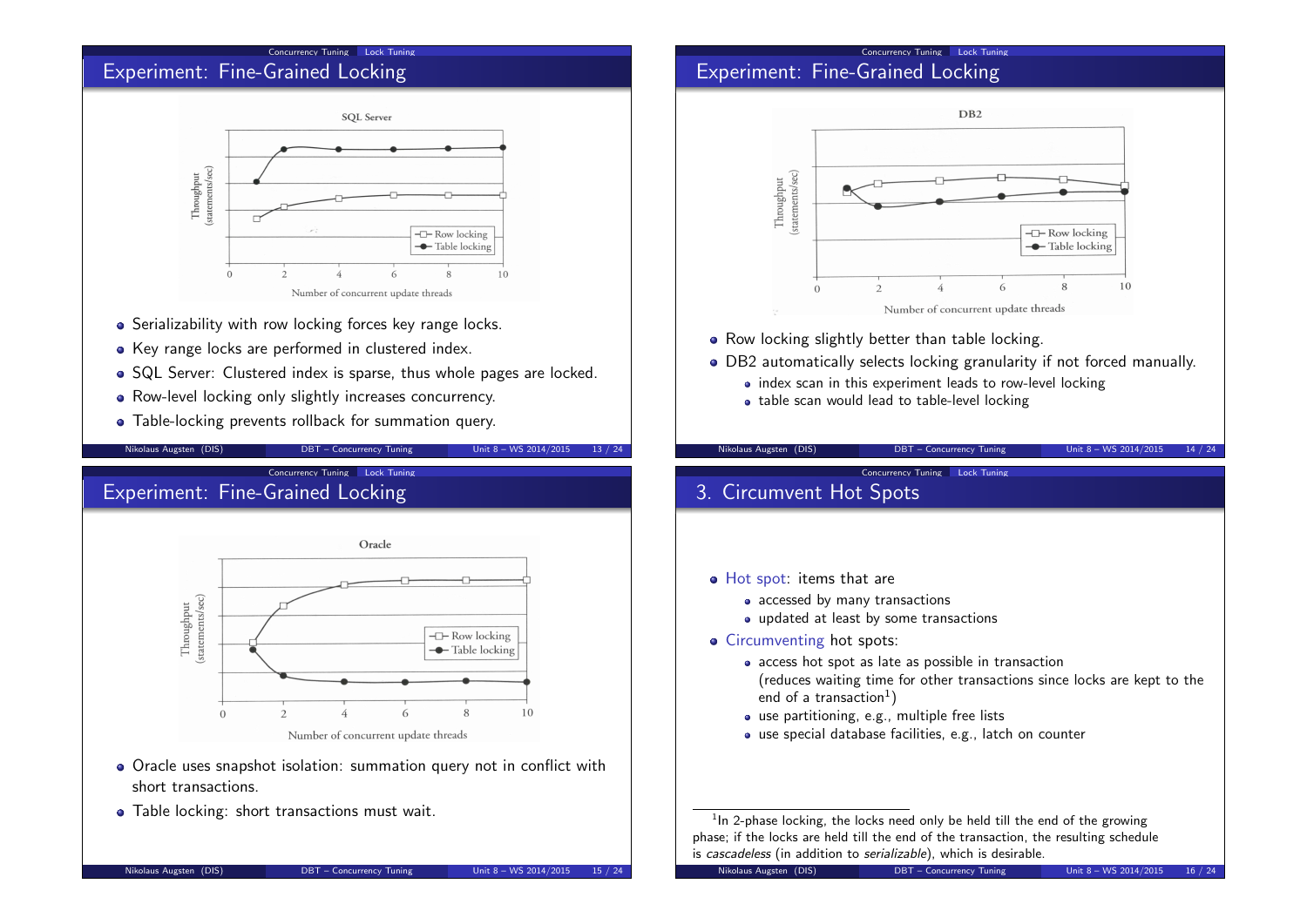## Experiment: Fine-Grained Locking

- Serializability with row locking forces key range locks.
- Key range locks are performed in clustered index.
- SQL Server: Clustered index is sparse, thus whole pages are locked.
- Row-level locking only slightly increases concurrency.
- Table-locking prevents rollback for summation query.

## Experiment: Fine-Grained Locking

- Row locking slightly better than table locking.
- DB2 automatically selects locking granularity if not forced manually.
  - index scan in this experiment leads to row-level locking
  - table scan would lead to table-level locking

## Experiment: Fine-Grained Locking

- Oracle uses snapshot isolation: summation query not in conflict with short transactions.
- Table locking: short transactions must wait.

## 3. Circumvent Hot Spots

- Hot spot: items that are
  - accessed by many transactions
  - updated at least by some transactions
- Circumventing hot spots:
  - access hot spot as late as possible in transaction (reduces waiting time for other transactions since locks are kept to the end of a transaction[1])
  - use partitioning, e.g., multiple free lists
  - use special database facilities, e.g., latch on counter

[1] In 2-phase locking, the locks need only be held till the end of the growing phase; if the locks are held till the end of the transaction, the resulting schedule is *cascadeless* (in addition to *serializable*), which is desirable.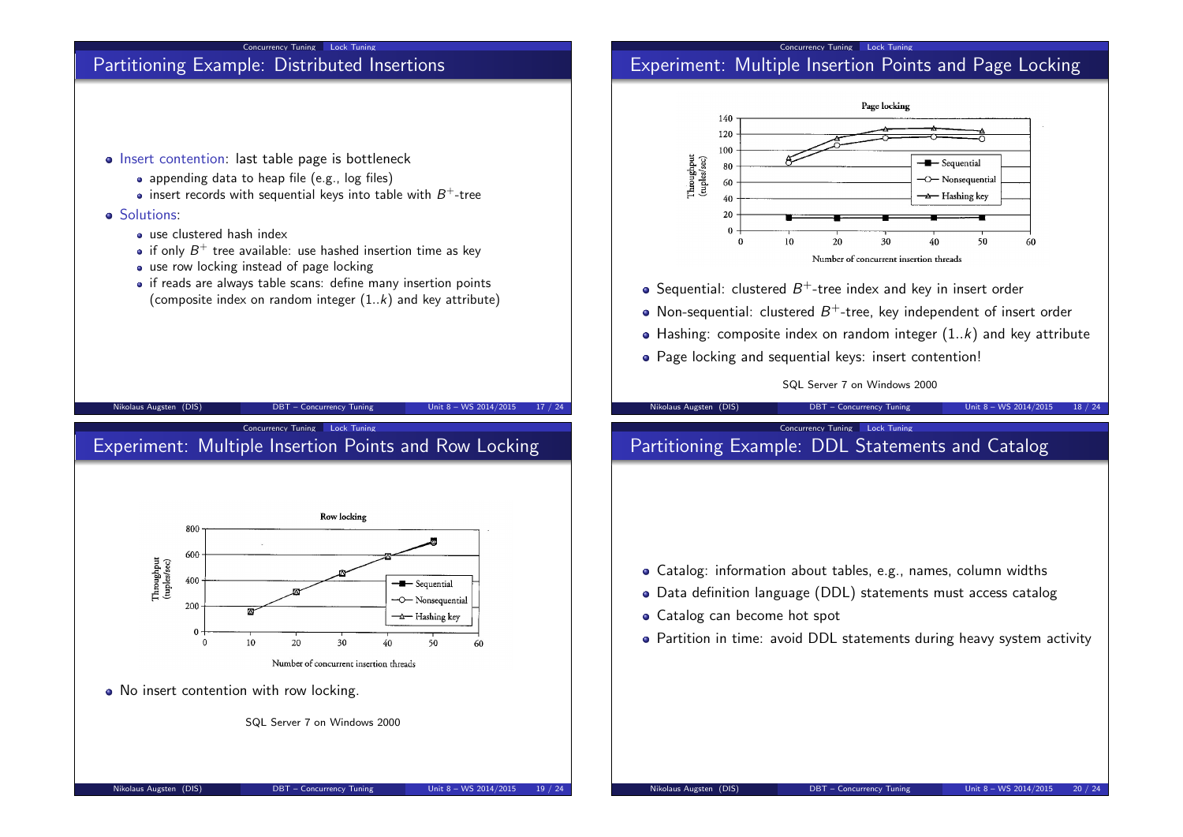## Partitioning Example: Distributed Insertions

- Insert contention: last table page is bottleneck
  - appending data to heap file (e.g., log files)
  - insert records with sequential keys into table with $B^+$-tree
- Solutions:
  - use clustered hash index
  - if only $B^+$ tree available: use hashed insertion time as key
  - use row locking instead of page locking
  - if reads are always table scans: define many insertion points (composite index on random integer (1..$k$) and key attribute)

## Experiment: Multiple Insertion Points and Page Locking

- Sequential: clustered $B^+$-tree index and key in insert order
- Non-sequential: clustered $B^+$-tree, key independent of insert order
- Hashing: composite index on random integer (1..$k$) and key attribute
- Page locking and sequential keys: insert contention!

SQL Server 7 on Windows 2000

## Experiment: Multiple Insertion Points and Row Locking

- No insert contention with row locking.

SQL Server 7 on Windows 2000

## Partitioning Example: DDL Statements and Catalog

- Catalog: information about tables, e.g., names, column widths
- Data definition language (DDL) statements must access catalog
- Catalog can become hot spot
- Partition in time: avoid DDL statements during heavy system activity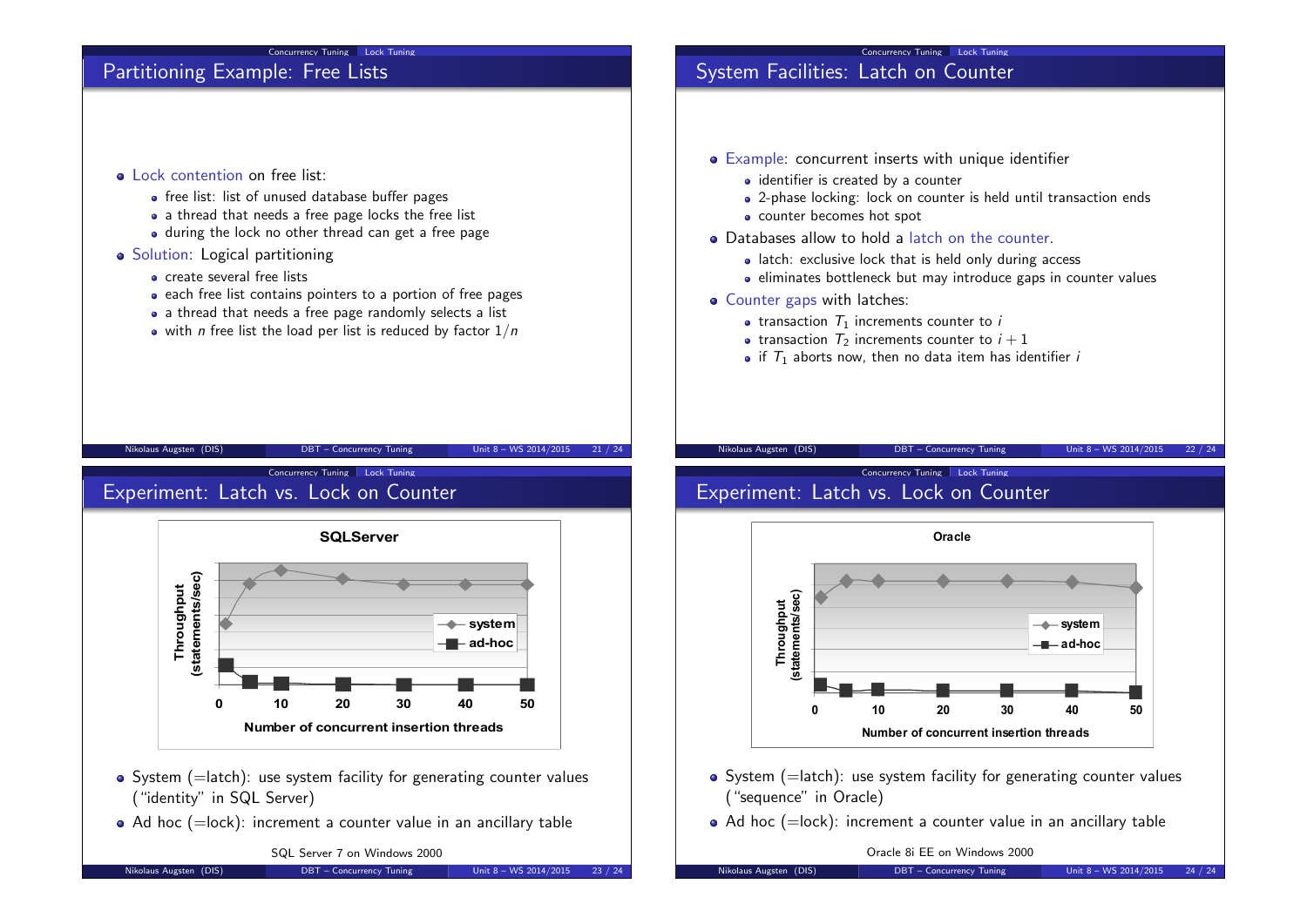## Partitioning Example: Free Lists

- Lock contention on free list:
  - free list: list of unused database buffer pages
  - a thread that needs a free page locks the free list
  - during the lock no other thread can get a free page
- Solution: Logical partitioning
  - create several free lists
  - each free list contains pointers to a portion of free pages
  - a thread that needs a free page randomly selects a list
  - with $n$ free list the load per list is reduced by factor $1/n$

## System Facilities: Latch on Counter

- Example: concurrent inserts with unique identifier
  - identifier is created by a counter
  - 2-phase locking: lock on counter is held until transaction ends
  - counter becomes hot spot
- Databases allow to hold a latch on the counter.
  - latch: exclusive lock that is held only during access
  - eliminates bottleneck but may introduce gaps in counter values
- Counter gaps with latches:
  - transaction $T_1$ increments counter to $i$
  - transaction $T_2$ increments counter to $i + 1$
  - if $T_1$ aborts now, then no data item has identifier $i$

## Experiment: Latch vs. Lock on Counter

SQLServer

Throughput (statements/sec)

system

ad-hoc

0 10 20 30 40 50

Number of concurrent insertion threads

- System (=latch): use system facility for generating counter values ("identity" in SQL Server)
- Ad hoc (=lock): increment a counter value in an ancillary table

SQL Server 7 on Windows 2000

## Experiment: Latch vs. Lock on Counter

Oracle

Throughput (statements/sec)

system

ad-hoc

0 10 20 30 40 50

Number of concurrent insertion threads

- System (=latch): use system facility for generating counter values ("sequence" in Oracle)
- Ad hoc (=lock): increment a counter value in an ancillary table

Oracle 8i EE on Windows 2000